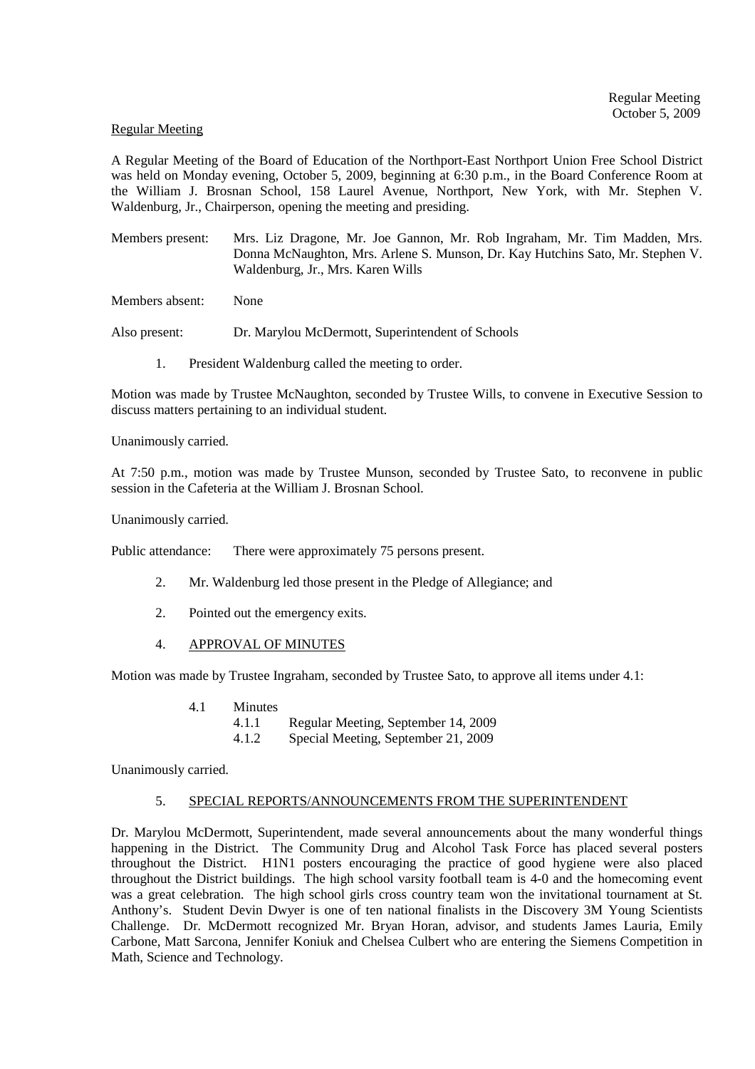Regular Meeting
October 5, 2009

Regular Meeting

A Regular Meeting of the Board of Education of the Northport-East Northport Union Free School District was held on Monday evening, October 5, 2009, beginning at 6:30 p.m., in the Board Conference Room at the William J. Brosnan School, 158 Laurel Avenue, Northport, New York, with Mr. Stephen V. Waldenburg, Jr., Chairperson, opening the meeting and presiding.

Members present: Mrs. Liz Dragone, Mr. Joe Gannon, Mr. Rob Ingraham, Mr. Tim Madden, Mrs. Donna McNaughton, Mrs. Arlene S. Munson, Dr. Kay Hutchins Sato, Mr. Stephen V. Waldenburg, Jr., Mrs. Karen Wills

Members absent: None

Also present: Dr. Marylou McDermott, Superintendent of Schools

1. President Waldenburg called the meeting to order.

Motion was made by Trustee McNaughton, seconded by Trustee Wills, to convene in Executive Session to discuss matters pertaining to an individual student.

Unanimously carried.

At 7:50 p.m., motion was made by Trustee Munson, seconded by Trustee Sato, to reconvene in public session in the Cafeteria at the William J. Brosnan School.

Unanimously carried.

Public attendance: There were approximately 75 persons present.

2. Mr. Waldenburg led those present in the Pledge of Allegiance; and

2. Pointed out the emergency exits.

4. APPROVAL OF MINUTES

Motion was made by Trustee Ingraham, seconded by Trustee Sato, to approve all items under 4.1:

4.1 Minutes
 4.1.1 Regular Meeting, September 14, 2009
 4.1.2 Special Meeting, September 21, 2009

Unanimously carried.

5. SPECIAL REPORTS/ANNOUNCEMENTS FROM THE SUPERINTENDENT

Dr. Marylou McDermott, Superintendent, made several announcements about the many wonderful things happening in the District. The Community Drug and Alcohol Task Force has placed several posters throughout the District. H1N1 posters encouraging the practice of good hygiene were also placed throughout the District buildings. The high school varsity football team is 4-0 and the homecoming event was a great celebration. The high school girls cross country team won the invitational tournament at St. Anthony's. Student Devin Dwyer is one of ten national finalists in the Discovery 3M Young Scientists Challenge. Dr. McDermott recognized Mr. Bryan Horan, advisor, and students James Lauria, Emily Carbone, Matt Sarcona, Jennifer Koniuk and Chelsea Culbert who are entering the Siemens Competition in Math, Science and Technology.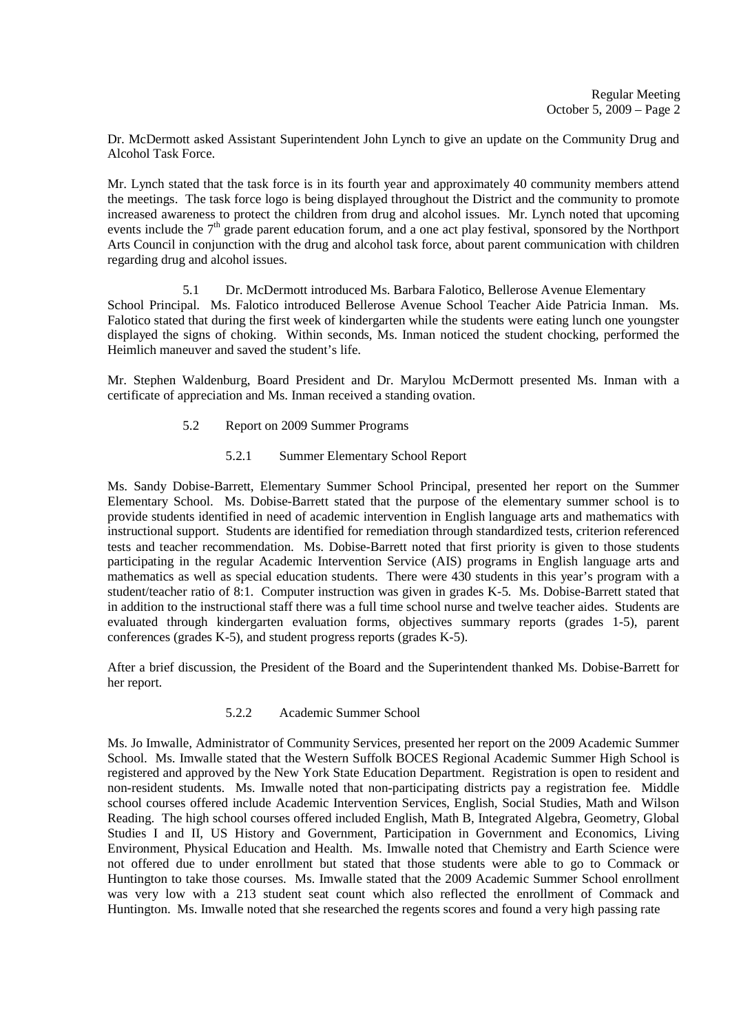Dr. McDermott asked Assistant Superintendent John Lynch to give an update on the Community Drug and Alcohol Task Force.

Mr. Lynch stated that the task force is in its fourth year and approximately 40 community members attend the meetings. The task force logo is being displayed throughout the District and the community to promote increased awareness to protect the children from drug and alcohol issues. Mr. Lynch noted that upcoming events include the 7th grade parent education forum, and a one act play festival, sponsored by the Northport Arts Council in conjunction with the drug and alcohol task force, about parent communication with children regarding drug and alcohol issues.

5.1 Dr. McDermott introduced Ms. Barbara Falotico, Bellerose Avenue Elementary School Principal. Ms. Falotico introduced Bellerose Avenue School Teacher Aide Patricia Inman. Ms. Falotico stated that during the first week of kindergarten while the students were eating lunch one youngster displayed the signs of choking. Within seconds, Ms. Inman noticed the student chocking, performed the Heimlich maneuver and saved the student's life.

Mr. Stephen Waldenburg, Board President and Dr. Marylou McDermott presented Ms. Inman with a certificate of appreciation and Ms. Inman received a standing ovation.

5.2 Report on 2009 Summer Programs

5.2.1 Summer Elementary School Report

Ms. Sandy Dobise-Barrett, Elementary Summer School Principal, presented her report on the Summer Elementary School. Ms. Dobise-Barrett stated that the purpose of the elementary summer school is to provide students identified in need of academic intervention in English language arts and mathematics with instructional support. Students are identified for remediation through standardized tests, criterion referenced tests and teacher recommendation. Ms. Dobise-Barrett noted that first priority is given to those students participating in the regular Academic Intervention Service (AIS) programs in English language arts and mathematics as well as special education students. There were 430 students in this year's program with a student/teacher ratio of 8:1. Computer instruction was given in grades K-5. Ms. Dobise-Barrett stated that in addition to the instructional staff there was a full time school nurse and twelve teacher aides. Students are evaluated through kindergarten evaluation forms, objectives summary reports (grades 1-5), parent conferences (grades K-5), and student progress reports (grades K-5).

After a brief discussion, the President of the Board and the Superintendent thanked Ms. Dobise-Barrett for her report.

5.2.2 Academic Summer School

Ms. Jo Imwalle, Administrator of Community Services, presented her report on the 2009 Academic Summer School. Ms. Imwalle stated that the Western Suffolk BOCES Regional Academic Summer High School is registered and approved by the New York State Education Department. Registration is open to resident and non-resident students. Ms. Imwalle noted that non-participating districts pay a registration fee. Middle school courses offered include Academic Intervention Services, English, Social Studies, Math and Wilson Reading. The high school courses offered included English, Math B, Integrated Algebra, Geometry, Global Studies I and II, US History and Government, Participation in Government and Economics, Living Environment, Physical Education and Health. Ms. Imwalle noted that Chemistry and Earth Science were not offered due to under enrollment but stated that those students were able to go to Commack or Huntington to take those courses. Ms. Imwalle stated that the 2009 Academic Summer School enrollment was very low with a 213 student seat count which also reflected the enrollment of Commack and Huntington. Ms. Imwalle noted that she researched the regents scores and found a very high passing rate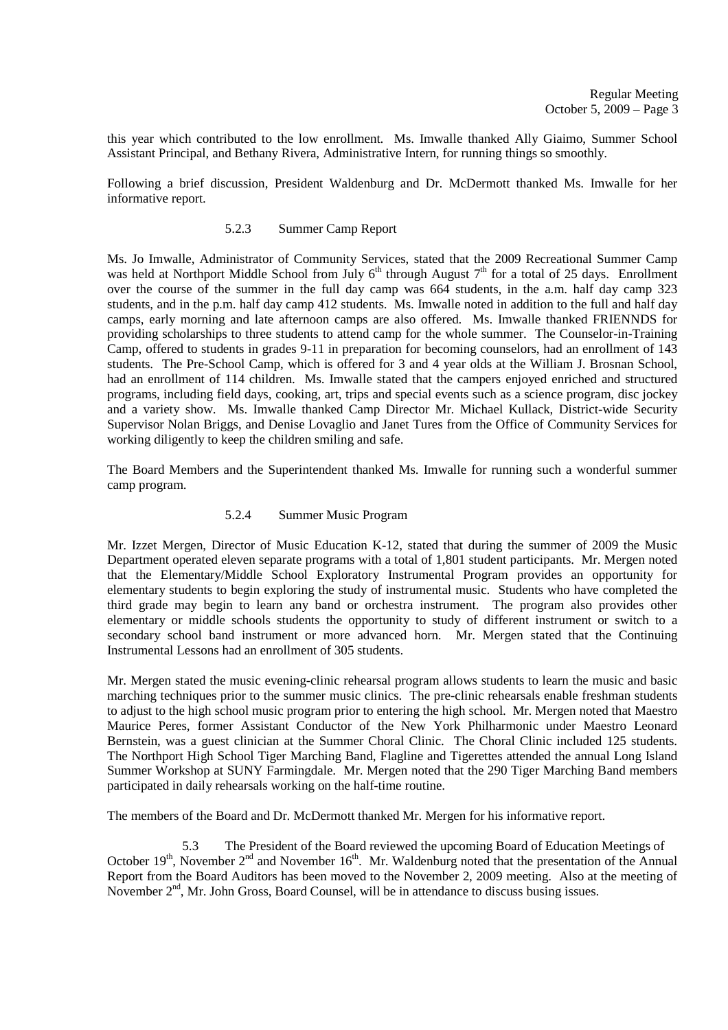this year which contributed to the low enrollment. Ms. Imwalle thanked Ally Giaimo, Summer School Assistant Principal, and Bethany Rivera, Administrative Intern, for running things so smoothly.

Following a brief discussion, President Waldenburg and Dr. McDermott thanked Ms. Imwalle for her informative report.

5.2.3 Summer Camp Report

Ms. Jo Imwalle, Administrator of Community Services, stated that the 2009 Recreational Summer Camp was held at Northport Middle School from July 6th through August 7th for a total of 25 days. Enrollment over the course of the summer in the full day camp was 664 students, in the a.m. half day camp 323 students, and in the p.m. half day camp 412 students. Ms. Imwalle noted in addition to the full and half day camps, early morning and late afternoon camps are also offered. Ms. Imwalle thanked FRIENNDS for providing scholarships to three students to attend camp for the whole summer. The Counselor-in-Training Camp, offered to students in grades 9-11 in preparation for becoming counselors, had an enrollment of 143 students. The Pre-School Camp, which is offered for 3 and 4 year olds at the William J. Brosnan School, had an enrollment of 114 children. Ms. Imwalle stated that the campers enjoyed enriched and structured programs, including field days, cooking, art, trips and special events such as a science program, disc jockey and a variety show. Ms. Imwalle thanked Camp Director Mr. Michael Kullack, District-wide Security Supervisor Nolan Briggs, and Denise Lovaglio and Janet Tures from the Office of Community Services for working diligently to keep the children smiling and safe.

The Board Members and the Superintendent thanked Ms. Imwalle for running such a wonderful summer camp program.

5.2.4 Summer Music Program

Mr. Izzet Mergen, Director of Music Education K-12, stated that during the summer of 2009 the Music Department operated eleven separate programs with a total of 1,801 student participants. Mr. Mergen noted that the Elementary/Middle School Exploratory Instrumental Program provides an opportunity for elementary students to begin exploring the study of instrumental music. Students who have completed the third grade may begin to learn any band or orchestra instrument. The program also provides other elementary or middle schools students the opportunity to study of different instrument or switch to a secondary school band instrument or more advanced horn. Mr. Mergen stated that the Continuing Instrumental Lessons had an enrollment of 305 students.

Mr. Mergen stated the music evening-clinic rehearsal program allows students to learn the music and basic marching techniques prior to the summer music clinics. The pre-clinic rehearsals enable freshman students to adjust to the high school music program prior to entering the high school. Mr. Mergen noted that Maestro Maurice Peres, former Assistant Conductor of the New York Philharmonic under Maestro Leonard Bernstein, was a guest clinician at the Summer Choral Clinic. The Choral Clinic included 125 students. The Northport High School Tiger Marching Band, Flagline and Tigerettes attended the annual Long Island Summer Workshop at SUNY Farmingdale. Mr. Mergen noted that the 290 Tiger Marching Band members participated in daily rehearsals working on the half-time routine.

The members of the Board and Dr. McDermott thanked Mr. Mergen for his informative report.

5.3 The President of the Board reviewed the upcoming Board of Education Meetings of October 19th, November 2nd and November 16th. Mr. Waldenburg noted that the presentation of the Annual Report from the Board Auditors has been moved to the November 2, 2009 meeting. Also at the meeting of November 2nd, Mr. John Gross, Board Counsel, will be in attendance to discuss busing issues.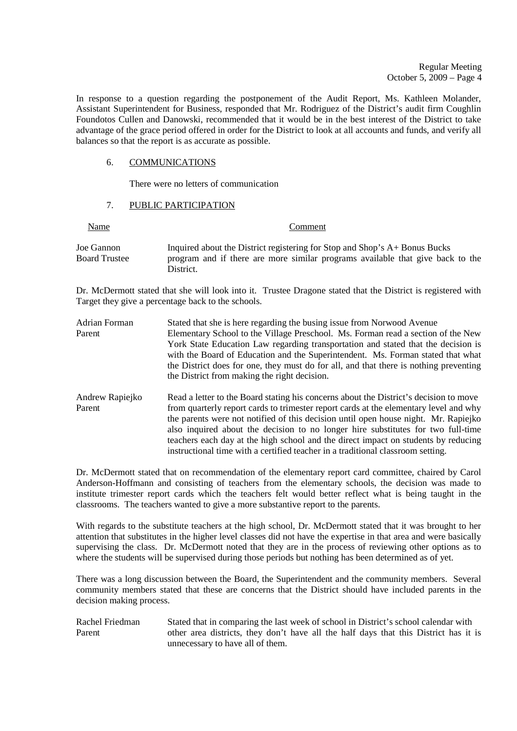In response to a question regarding the postponement of the Audit Report, Ms. Kathleen Molander, Assistant Superintendent for Business, responded that Mr. Rodriguez of the District's audit firm Coughlin Foundotos Cullen and Danowski, recommended that it would be in the best interest of the District to take advantage of the grace period offered in order for the District to look at all accounts and funds, and verify all balances so that the report is as accurate as possible.

6. COMMUNICATIONS

There were no letters of communication

7. PUBLIC PARTICIPATION

| Name | Comment |
|---|---|
| Joe Gannon<br>Board Trustee | Inquired about the District registering for Stop and Shop's A+ Bonus Bucks program and if there are more similar programs available that give back to the District. |

Dr. McDermott stated that she will look into it. Trustee Dragone stated that the District is registered with Target they give a percentage back to the schools.

| Name | Comment |
|---|---|
| Adrian Forman<br>Parent | Stated that she is here regarding the busing issue from Norwood Avenue Elementary School to the Village Preschool. Ms. Forman read a section of the New York State Education Law regarding transportation and stated that the decision is with the Board of Education and the Superintendent. Ms. Forman stated that what the District does for one, they must do for all, and that there is nothing preventing the District from making the right decision. |
| Andrew Rapiejko<br>Parent | Read a letter to the Board stating his concerns about the District's decision to move from quarterly report cards to trimester report cards at the elementary level and why the parents were not notified of this decision until open house night. Mr. Rapiejko also inquired about the decision to no longer hire substitutes for two full-time teachers each day at the high school and the direct impact on students by reducing instructional time with a certified teacher in a traditional classroom setting. |

Dr. McDermott stated that on recommendation of the elementary report card committee, chaired by Carol Anderson-Hoffmann and consisting of teachers from the elementary schools, the decision was made to institute trimester report cards which the teachers felt would better reflect what is being taught in the classrooms. The teachers wanted to give a more substantive report to the parents.

With regards to the substitute teachers at the high school, Dr. McDermott stated that it was brought to her attention that substitutes in the higher level classes did not have the expertise in that area and were basically supervising the class. Dr. McDermott noted that they are in the process of reviewing other options as to where the students will be supervised during those periods but nothing has been determined as of yet.

There was a long discussion between the Board, the Superintendent and the community members. Several community members stated that these are concerns that the District should have included parents in the decision making process.

| Name | Comment |
|---|---|
| Rachel Friedman<br>Parent | Stated that in comparing the last week of school in District's school calendar with other area districts, they don't have all the half days that this District has it is unnecessary to have all of them. |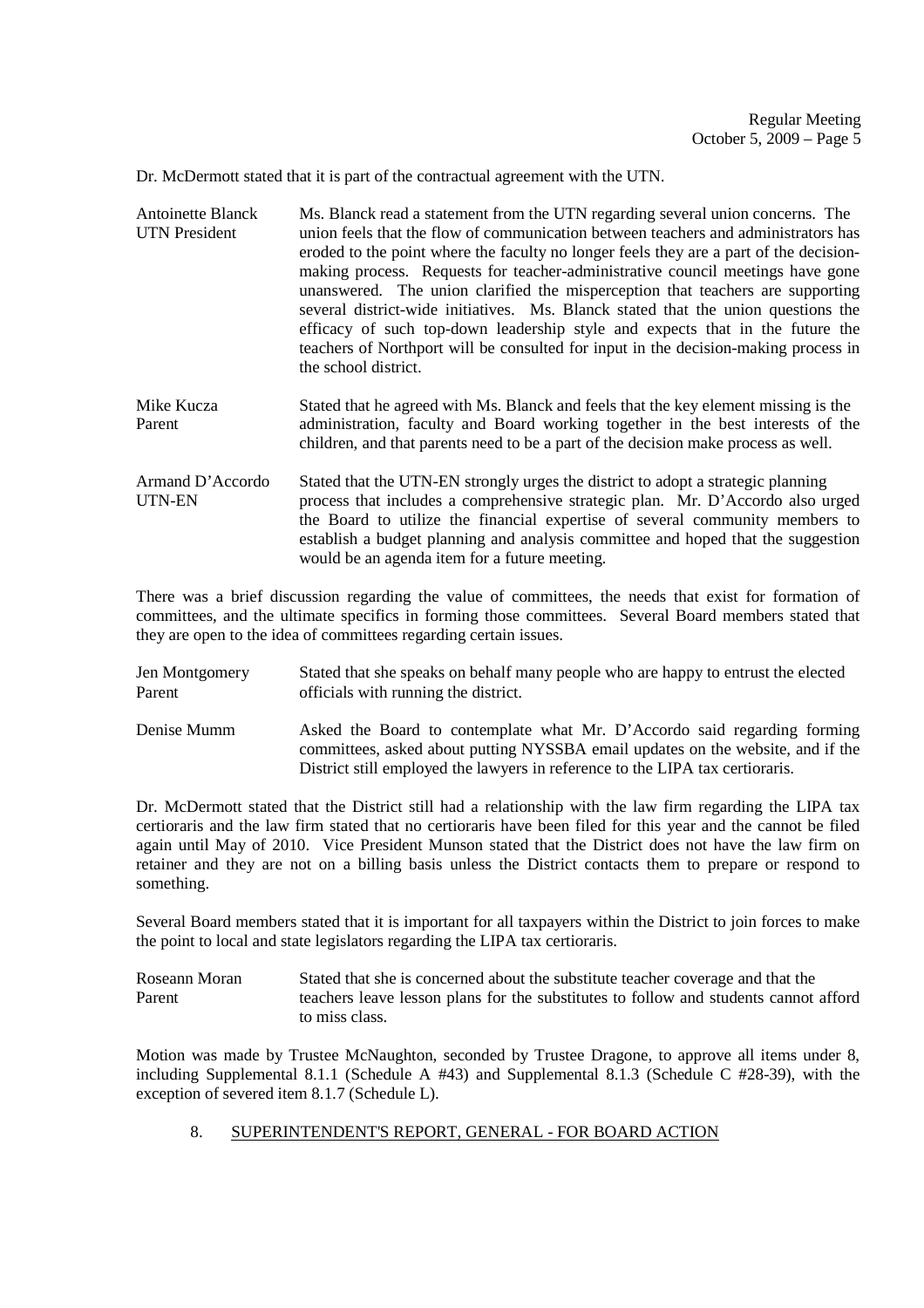Dr. McDermott stated that it is part of the contractual agreement with the UTN.

**Antoinette Blanck**
**UTN President**
Ms. Blanck read a statement from the UTN regarding several union concerns. The union feels that the flow of communication between teachers and administrators has eroded to the point where the faculty no longer feels they are a part of the decision-making process. Requests for teacher-administrative council meetings have gone unanswered. The union clarified the misperception that teachers are supporting several district-wide initiatives. Ms. Blanck stated that the union questions the efficacy of such top-down leadership style and expects that in the future the teachers of Northport will be consulted for input in the decision-making process in the school district.

**Mike Kucza**
**Parent**
Stated that he agreed with Ms. Blanck and feels that the key element missing is the administration, faculty and Board working together in the best interests of the children, and that parents need to be a part of the decision make process as well.

**Armand D'Accordo**
**UTN-EN**
Stated that the UTN-EN strongly urges the district to adopt a strategic planning process that includes a comprehensive strategic plan. Mr. D'Accordo also urged the Board to utilize the financial expertise of several community members to establish a budget planning and analysis committee and hoped that the suggestion would be an agenda item for a future meeting.

There was a brief discussion regarding the value of committees, the needs that exist for formation of committees, and the ultimate specifics in forming those committees. Several Board members stated that they are open to the idea of committees regarding certain issues.

**Jen Montgomery**
**Parent**
Stated that she speaks on behalf many people who are happy to entrust the elected officials with running the district.

**Denise Mumm**
Asked the Board to contemplate what Mr. D'Accordo said regarding forming committees, asked about putting NYSSBA email updates on the website, and if the District still employed the lawyers in reference to the LIPA tax certioraris.

Dr. McDermott stated that the District still had a relationship with the law firm regarding the LIPA tax certioraris and the law firm stated that no certioraris have been filed for this year and the cannot be filed again until May of 2010. Vice President Munson stated that the District does not have the law firm on retainer and they are not on a billing basis unless the District contacts them to prepare or respond to something.

Several Board members stated that it is important for all taxpayers within the District to join forces to make the point to local and state legislators regarding the LIPA tax certioraris.

**Roseann Moran**
**Parent**
Stated that she is concerned about the substitute teacher coverage and that the teachers leave lesson plans for the substitutes to follow and students cannot afford to miss class.

Motion was made by Trustee McNaughton, seconded by Trustee Dragone, to approve all items under 8, including Supplemental 8.1.1 (Schedule A #43) and Supplemental 8.1.3 (Schedule C #28-39), with the exception of severed item 8.1.7 (Schedule L).

## 8. SUPERINTENDENT'S REPORT, GENERAL - FOR BOARD ACTION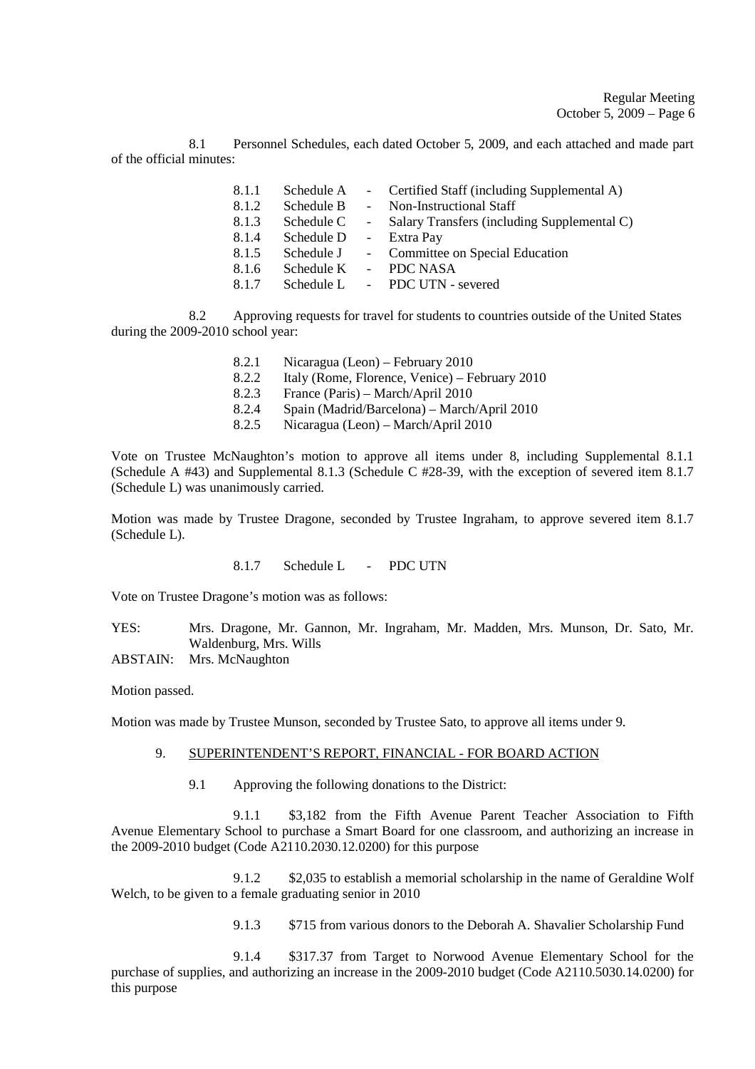8.1 Personnel Schedules, each dated October 5, 2009, and each attached and made part of the official minutes:

- 8.1.1 Schedule A - Certified Staff (including Supplemental A)
- 8.1.2 Schedule B - Non-Instructional Staff
- 8.1.3 Schedule C - Salary Transfers (including Supplemental C)
- 8.1.4 Schedule D - Extra Pay
- 8.1.5 Schedule J - Committee on Special Education
- 8.1.6 Schedule K - PDC NASA
- 8.1.7 Schedule L - PDC UTN - severed

8.2 Approving requests for travel for students to countries outside of the United States during the 2009-2010 school year:

- 8.2.1 Nicaragua (Leon) – February 2010
- 8.2.2 Italy (Rome, Florence, Venice) – February 2010
- 8.2.3 France (Paris) – March/April 2010
- 8.2.4 Spain (Madrid/Barcelona) – March/April 2010
- 8.2.5 Nicaragua (Leon) – March/April 2010

Vote on Trustee McNaughton's motion to approve all items under 8, including Supplemental 8.1.1 (Schedule A #43) and Supplemental 8.1.3 (Schedule C #28-39, with the exception of severed item 8.1.7 (Schedule L) was unanimously carried.

Motion was made by Trustee Dragone, seconded by Trustee Ingraham, to approve severed item 8.1.7 (Schedule L).

8.1.7 Schedule L - PDC UTN

Vote on Trustee Dragone's motion was as follows:

YES: Mrs. Dragone, Mr. Gannon, Mr. Ingraham, Mr. Madden, Mrs. Munson, Dr. Sato, Mr. Waldenburg, Mrs. Wills
ABSTAIN: Mrs. McNaughton

Motion passed.

Motion was made by Trustee Munson, seconded by Trustee Sato, to approve all items under 9.

## 9. SUPERINTENDENT'S REPORT, FINANCIAL - FOR BOARD ACTION

9.1 Approving the following donations to the District:

9.1.1 $3,182 from the Fifth Avenue Parent Teacher Association to Fifth Avenue Elementary School to purchase a Smart Board for one classroom, and authorizing an increase in the 2009-2010 budget (Code A2110.2030.12.0200) for this purpose

9.1.2 $2,035 to establish a memorial scholarship in the name of Geraldine Wolf Welch, to be given to a female graduating senior in 2010

9.1.3 $715 from various donors to the Deborah A. Shavalier Scholarship Fund

9.1.4 $317.37 from Target to Norwood Avenue Elementary School for the purchase of supplies, and authorizing an increase in the 2009-2010 budget (Code A2110.5030.14.0200) for this purpose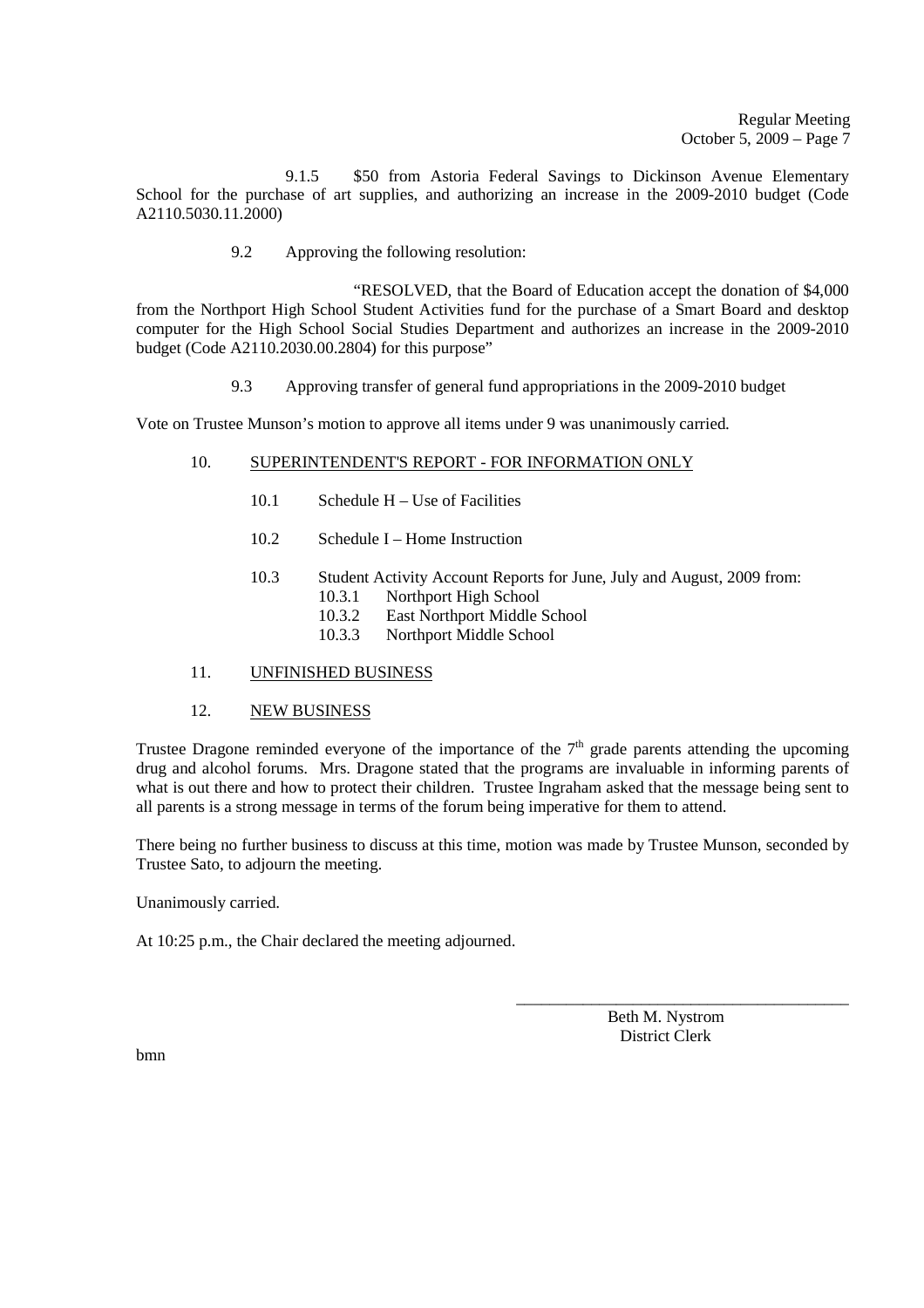9.1.5 $50 from Astoria Federal Savings to Dickinson Avenue Elementary School for the purchase of art supplies, and authorizing an increase in the 2009-2010 budget (Code A2110.5030.11.2000)

9.2 Approving the following resolution:

"RESOLVED, that the Board of Education accept the donation of $4,000 from the Northport High School Student Activities fund for the purchase of a Smart Board and desktop computer for the High School Social Studies Department and authorizes an increase in the 2009-2010 budget (Code A2110.2030.00.2804) for this purpose"

9.3 Approving transfer of general fund appropriations in the 2009-2010 budget

Vote on Trustee Munson's motion to approve all items under 9 was unanimously carried.

10. <u>SUPERINTENDENT'S REPORT - FOR INFORMATION ONLY</u>

    10.1 Schedule H – Use of Facilities

    10.2 Schedule I – Home Instruction

    10.3 Student Activity Account Reports for June, July and August, 2009 from:
    - 10.3.1 Northport High School
    - 10.3.2 East Northport Middle School
    - 10.3.3 Northport Middle School

11. <u>UNFINISHED BUSINESS</u>

12. <u>NEW BUSINESS</u>

Trustee Dragone reminded everyone of the importance of the 7th grade parents attending the upcoming drug and alcohol forums. Mrs. Dragone stated that the programs are invaluable in informing parents of what is out there and how to protect their children. Trustee Ingraham asked that the message being sent to all parents is a strong message in terms of the forum being imperative for them to attend.

There being no further business to discuss at this time, motion was made by Trustee Munson, seconded by Trustee Sato, to adjourn the meeting.

Unanimously carried.

At 10:25 p.m., the Chair declared the meeting adjourned.

\_\_\_\_\_\_\_\_\_\_\_\_\_\_\_\_\_\_\_\_\_\_\_\_\_\_\_\_\_\_\_\_\_\_\_\_\_\_\_\_

Beth M. Nystrom
District Clerk

bmn